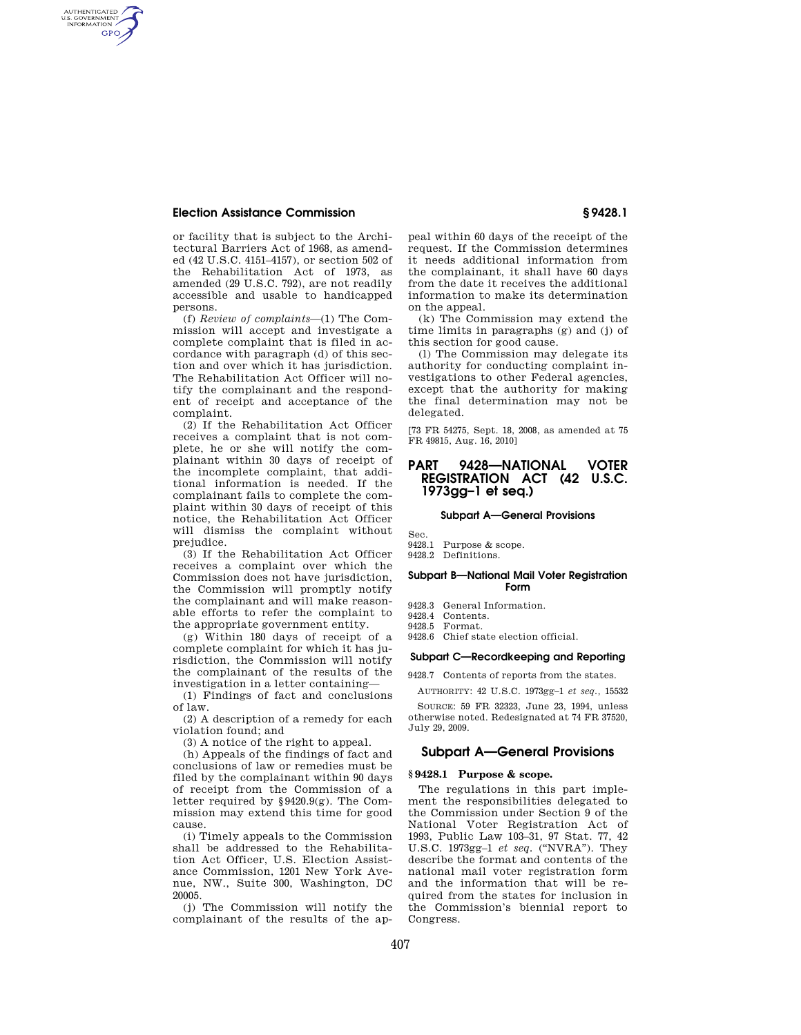or facility that is subject to the Architectural Barriers Act of 1968, as amended (42 U.S.C. 4151–4157), or section 502 of the Rehabilitation Act of 1973, as amended (29 U.S.C. 792), are not readily accessible and usable to handicapped persons.

(f) *Review of complaints*—(1) The Commission will accept and investigate a complete complaint that is filed in accordance with paragraph (d) of this section and over which it has jurisdiction. The Rehabilitation Act Officer will notify the complainant and the respondent of receipt and acceptance of the complaint.

(2) If the Rehabilitation Act Officer receives a complaint that is not complete, he or she will notify the complainant within 30 days of receipt of the incomplete complaint, that additional information is needed. If the complainant fails to complete the complaint within 30 days of receipt of this notice, the Rehabilitation Act Officer will dismiss the complaint without prejudice.

(3) If the Rehabilitation Act Officer receives a complaint over which the Commission does not have jurisdiction, the Commission will promptly notify the complainant and will make reasonable efforts to refer the complaint to the appropriate government entity.

(g) Within 180 days of receipt of a complete complaint for which it has jurisdiction, the Commission will notify the complainant of the results of the investigation in a letter containing—

(1) Findings of fact and conclusions of law.

(2) A description of a remedy for each violation found; and

(3) A notice of the right to appeal.

(h) Appeals of the findings of fact and conclusions of law or remedies must be filed by the complainant within 90 days of receipt from the Commission of a letter required by §9420.9(g). The Commission may extend this time for good cause.

(i) Timely appeals to the Commission shall be addressed to the Rehabilitation Act Officer, U.S. Election Assistance Commission, 1201 New York Avenue, NW., Suite 300, Washington, DC 20005.

(j) The Commission will notify the complainant of the results of the appeal within 60 days of the receipt of the request. If the Commission determines it needs additional information from the complainant, it shall have 60 days from the date it receives the additional information to make its determination on the appeal.

(k) The Commission may extend the time limits in paragraphs (g) and (j) of this section for good cause.

(l) The Commission may delegate its authority for conducting complaint investigations to other Federal agencies, except that the authority for making the final determination may not be delegated.

[73 FR 54275, Sept. 18, 2008, as amended at 75 FR 49815, Aug. 16, 2010]

# PART 9428—NATIONAL VOTER REGISTRATION ACT (42 U.S.C. 1973gg–1 et seq.)

### Subpart A—General Provisions

Sec.
9428.1 Purpose & scope.
9428.2 Definitions.

### Subpart B—National Mail Voter Registration Form

9428.3 General Information.
9428.4 Contents.
9428.5 Format.
9428.6 Chief state election official.

### Subpart C—Recordkeeping and Reporting

9428.7 Contents of reports from the states.

AUTHORITY: 42 U.S.C. 1973gg–1 *et seq.*, 15532

SOURCE: 59 FR 32323, June 23, 1994, unless otherwise noted. Redesignated at 74 FR 37520, July 29, 2009.

## Subpart A—General Provisions

### §9428.1 Purpose & scope.

The regulations in this part implement the responsibilities delegated to the Commission under Section 9 of the National Voter Registration Act of 1993, Public Law 103–31, 97 Stat. 77, 42 U.S.C. 1973gg–1 *et seq.* ("NVRA"). They describe the format and contents of the national mail voter registration form and the information that will be required from the states for inclusion in the Commission's biennial report to Congress.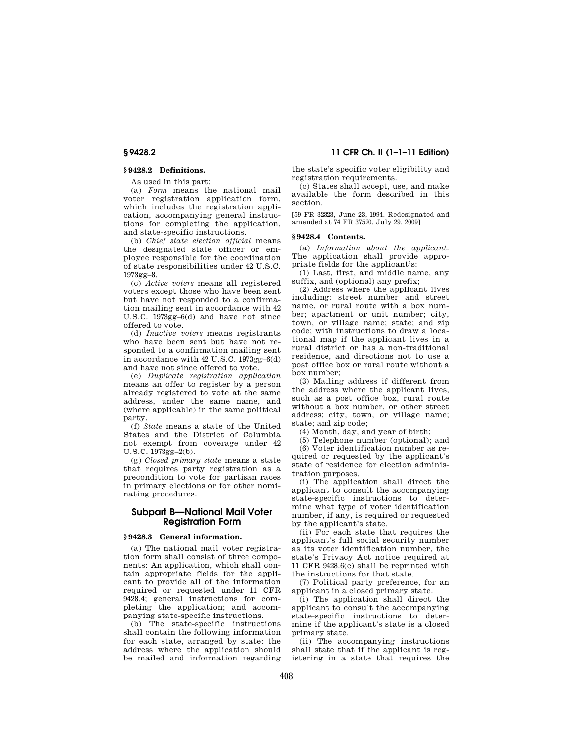## § 9428.2 Definitions.

As used in this part:

(a) *Form* means the national mail voter registration application form, which includes the registration application, accompanying general instructions for completing the application, and state-specific instructions.

(b) *Chief state election official* means the designated state officer or employee responsible for the coordination of state responsibilities under 42 U.S.C. 1973gg–8.

(c) *Active voters* means all registered voters except those who have been sent but have not responded to a confirmation mailing sent in accordance with 42 U.S.C. 1973gg–6(d) and have not since offered to vote.

(d) *Inactive voters* means registrants who have been sent but have not responded to a confirmation mailing sent in accordance with 42 U.S.C. 1973gg–6(d) and have not since offered to vote.

(e) *Duplicate registration application* means an offer to register by a person already registered to vote at the same address, under the same name, and (where applicable) in the same political party.

(f) *State* means a state of the United States and the District of Columbia not exempt from coverage under 42 U.S.C. 1973gg–2(b).

(g) *Closed primary state* means a state that requires party registration as a precondition to vote for partisan races in primary elections or for other nominating procedures.

# Subpart B—National Mail Voter Registration Form

## § 9428.3 General information.

(a) The national mail voter registration form shall consist of three components: An application, which shall contain appropriate fields for the applicant to provide all of the information required or requested under 11 CFR 9428.4; general instructions for completing the application; and accompanying state-specific instructions.

(b) The state-specific instructions shall contain the following information for each state, arranged by state: the address where the application should be mailed and information regarding the state's specific voter eligibility and registration requirements.

(c) States shall accept, use, and make available the form described in this section.

[59 FR 32323, June 23, 1994. Redesignated and amended at 74 FR 37520, July 29, 2009]

## § 9428.4 Contents.

(a) *Information about the applicant.* The application shall provide appropriate fields for the applicant's:

(1) Last, first, and middle name, any suffix, and (optional) any prefix;

(2) Address where the applicant lives including: street number and street name, or rural route with a box number; apartment or unit number; city, town, or village name; state; and zip code; with instructions to draw a locational map if the applicant lives in a rural district or has a non-traditional residence, and directions not to use a post office box or rural route without a box number;

(3) Mailing address if different from the address where the applicant lives, such as a post office box, rural route without a box number, or other street address; city, town, or village name; state; and zip code;

(4) Month, day, and year of birth;

(5) Telephone number (optional); and

(6) Voter identification number as required or requested by the applicant's state of residence for election administration purposes.

(i) The application shall direct the applicant to consult the accompanying state-specific instructions to determine what type of voter identification number, if any, is required or requested by the applicant's state.

(ii) For each state that requires the applicant's full social security number as its voter identification number, the state's Privacy Act notice required at 11 CFR 9428.6(c) shall be reprinted with the instructions for that state.

(7) Political party preference, for an applicant in a closed primary state.

(i) The application shall direct the applicant to consult the accompanying state-specific instructions to determine if the applicant's state is a closed primary state.

(ii) The accompanying instructions shall state that if the applicant is registering in a state that requires the